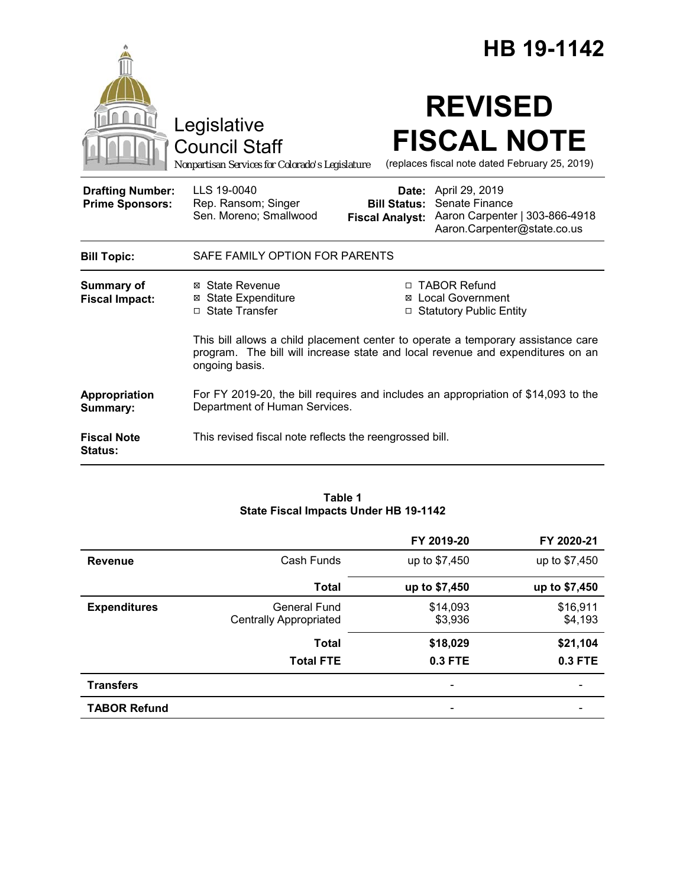# HB 19-1142

Legislative Council Staff

*Nonpartisan Services for Colorado's Legislature*

# REVISED FISCAL NOTE

(replaces fiscal note dated February 25, 2019)

| | | | |
|---|---|---|---|
| **Drafting Number:** | LLS 19-0040 | **Date:** | April 29, 2019 |
| **Prime Sponsors:** | Rep. Ransom; Singer<br>Sen. Moreno; Smallwood | **Bill Status:** | Senate Finance |
| | | **Fiscal Analyst:** | Aaron Carpenter \| 303-866-4918<br>Aaron.Carpenter@state.co.us |

**Bill Topic:** SAFE FAMILY OPTION FOR PARENTS

**Summary of Fiscal Impact:**

- ☒ State Revenue
- ☒ State Expenditure
- ☐ State Transfer
- ☐ TABOR Refund
- ☒ Local Government
- ☐ Statutory Public Entity

This bill allows a child placement center to operate a temporary assistance care program. The bill will increase state and local revenue and expenditures on an ongoing basis.

**Appropriation Summary:** For FY 2019-20, the bill requires and includes an appropriation of $14,093 to the Department of Human Services.

**Fiscal Note Status:** This revised fiscal note reflects the reengrossed bill.

**Table 1**
**State Fiscal Impacts Under HB 19-1142**

| | | FY 2019-20 | FY 2020-21 |
|---|---|---|---|
| **Revenue** | Cash Funds | up to $7,450 | up to $7,450 |
| | **Total** | **up to $7,450** | **up to $7,450** |
| **Expenditures** | General Fund<br>Centrally Appropriated | $14,093<br>$3,936 | $16,911<br>$4,193 |
| | **Total** | **$18,029** | **$21,104** |
| | **Total FTE** | **0.3 FTE** | **0.3 FTE** |
| **Transfers** | | - | - |
| **TABOR Refund** | | - | - |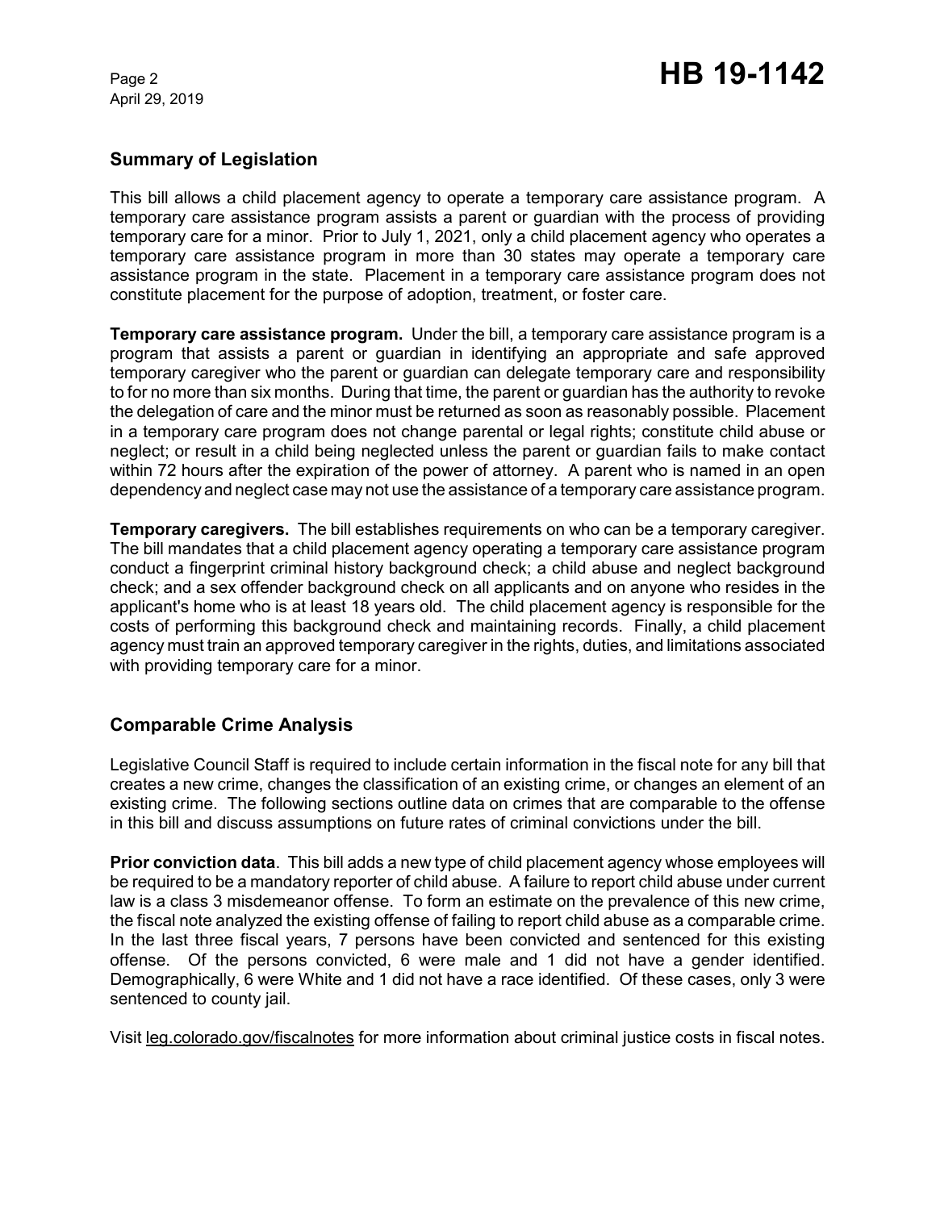## Summary of Legislation

This bill allows a child placement agency to operate a temporary care assistance program. A temporary care assistance program assists a parent or guardian with the process of providing temporary care for a minor. Prior to July 1, 2021, only a child placement agency who operates a temporary care assistance program in more than 30 states may operate a temporary care assistance program in the state. Placement in a temporary care assistance program does not constitute placement for the purpose of adoption, treatment, or foster care.

**Temporary care assistance program.** Under the bill, a temporary care assistance program is a program that assists a parent or guardian in identifying an appropriate and safe approved temporary caregiver who the parent or guardian can delegate temporary care and responsibility to for no more than six months. During that time, the parent or guardian has the authority to revoke the delegation of care and the minor must be returned as soon as reasonably possible. Placement in a temporary care program does not change parental or legal rights; constitute child abuse or neglect; or result in a child being neglected unless the parent or guardian fails to make contact within 72 hours after the expiration of the power of attorney. A parent who is named in an open dependency and neglect case may not use the assistance of a temporary care assistance program.

**Temporary caregivers.** The bill establishes requirements on who can be a temporary caregiver. The bill mandates that a child placement agency operating a temporary care assistance program conduct a fingerprint criminal history background check; a child abuse and neglect background check; and a sex offender background check on all applicants and on anyone who resides in the applicant's home who is at least 18 years old. The child placement agency is responsible for the costs of performing this background check and maintaining records. Finally, a child placement agency must train an approved temporary caregiver in the rights, duties, and limitations associated with providing temporary care for a minor.

## Comparable Crime Analysis

Legislative Council Staff is required to include certain information in the fiscal note for any bill that creates a new crime, changes the classification of an existing crime, or changes an element of an existing crime. The following sections outline data on crimes that are comparable to the offense in this bill and discuss assumptions on future rates of criminal convictions under the bill.

**Prior conviction data**. This bill adds a new type of child placement agency whose employees will be required to be a mandatory reporter of child abuse. A failure to report child abuse under current law is a class 3 misdemeanor offense. To form an estimate on the prevalence of this new crime, the fiscal note analyzed the existing offense of failing to report child abuse as a comparable crime. In the last three fiscal years, 7 persons have been convicted and sentenced for this existing offense. Of the persons convicted, 6 were male and 1 did not have a gender identified. Demographically, 6 were White and 1 did not have a race identified. Of these cases, only 3 were sentenced to county jail.

Visit leg.colorado.gov/fiscalnotes for more information about criminal justice costs in fiscal notes.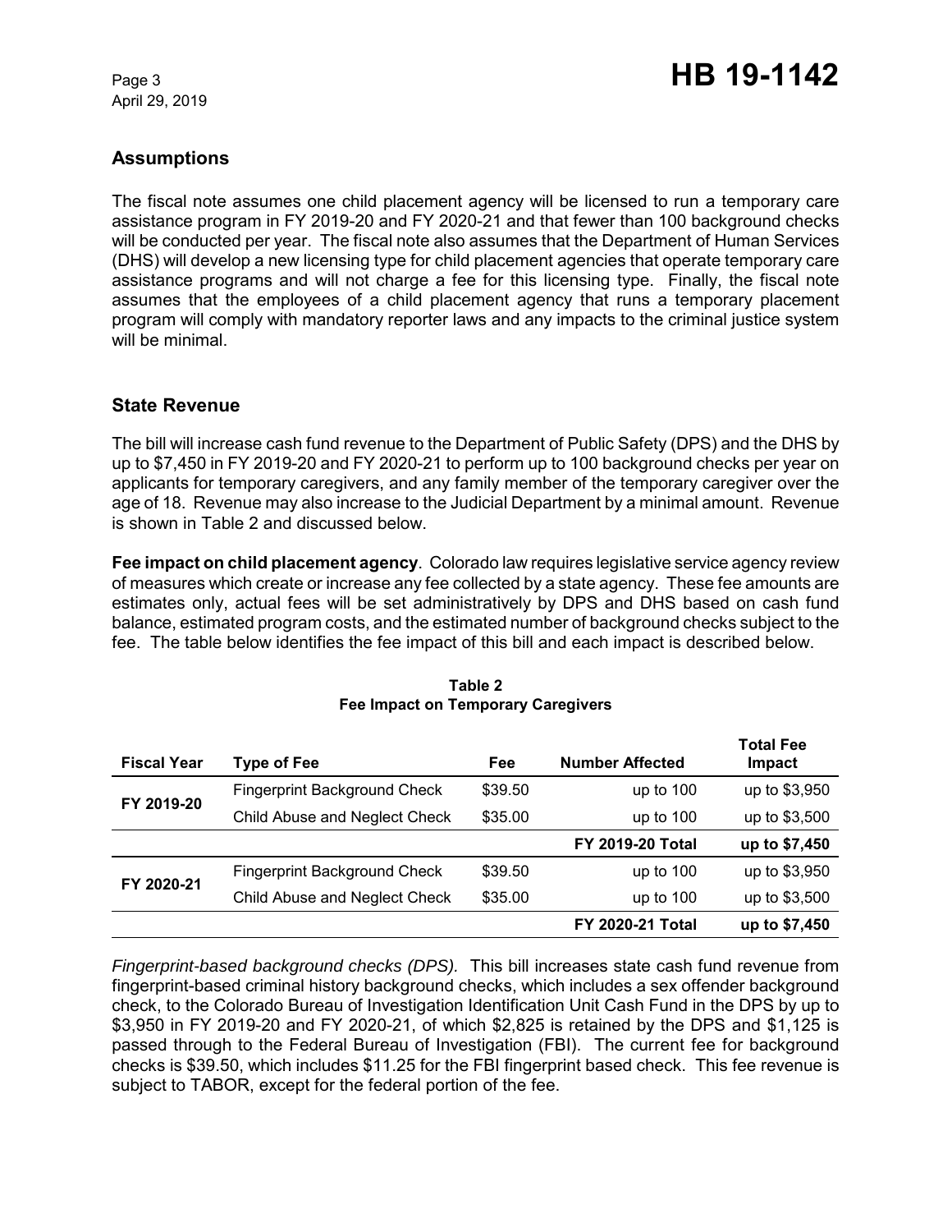## Assumptions

The fiscal note assumes one child placement agency will be licensed to run a temporary care assistance program in FY 2019-20 and FY 2020-21 and that fewer than 100 background checks will be conducted per year. The fiscal note also assumes that the Department of Human Services (DHS) will develop a new licensing type for child placement agencies that operate temporary care assistance programs and will not charge a fee for this licensing type. Finally, the fiscal note assumes that the employees of a child placement agency that runs a temporary placement program will comply with mandatory reporter laws and any impacts to the criminal justice system will be minimal.

## State Revenue

The bill will increase cash fund revenue to the Department of Public Safety (DPS) and the DHS by up to $7,450 in FY 2019-20 and FY 2020-21 to perform up to 100 background checks per year on applicants for temporary caregivers, and any family member of the temporary caregiver over the age of 18. Revenue may also increase to the Judicial Department by a minimal amount. Revenue is shown in Table 2 and discussed below.

**Fee impact on child placement agency**. Colorado law requires legislative service agency review of measures which create or increase any fee collected by a state agency. These fee amounts are estimates only, actual fees will be set administratively by DPS and DHS based on cash fund balance, estimated program costs, and the estimated number of background checks subject to the fee. The table below identifies the fee impact of this bill and each impact is described below.

**Table 2**
**Fee Impact on Temporary Caregivers**

| Fiscal Year | Type of Fee | Fee | Number Affected | Total Fee Impact |
|---|---|---|---|---|
| FY 2019-20 | Fingerprint Background Check | $39.50 | up to 100 | up to $3,950 |
| | Child Abuse and Neglect Check | $35.00 | up to 100 | up to $3,500 |
| | | | **FY 2019-20 Total** | **up to $7,450** |
| FY 2020-21 | Fingerprint Background Check | $39.50 | up to 100 | up to $3,950 |
| | Child Abuse and Neglect Check | $35.00 | up to 100 | up to $3,500 |
| | | | **FY 2020-21 Total** | **up to $7,450** |

*Fingerprint-based background checks (DPS).* This bill increases state cash fund revenue from fingerprint-based criminal history background checks, which includes a sex offender background check, to the Colorado Bureau of Investigation Identification Unit Cash Fund in the DPS by up to $3,950 in FY 2019-20 and FY 2020-21, of which $2,825 is retained by the DPS and $1,125 is passed through to the Federal Bureau of Investigation (FBI). The current fee for background checks is $39.50, which includes $11.25 for the FBI fingerprint based check. This fee revenue is subject to TABOR, except for the federal portion of the fee.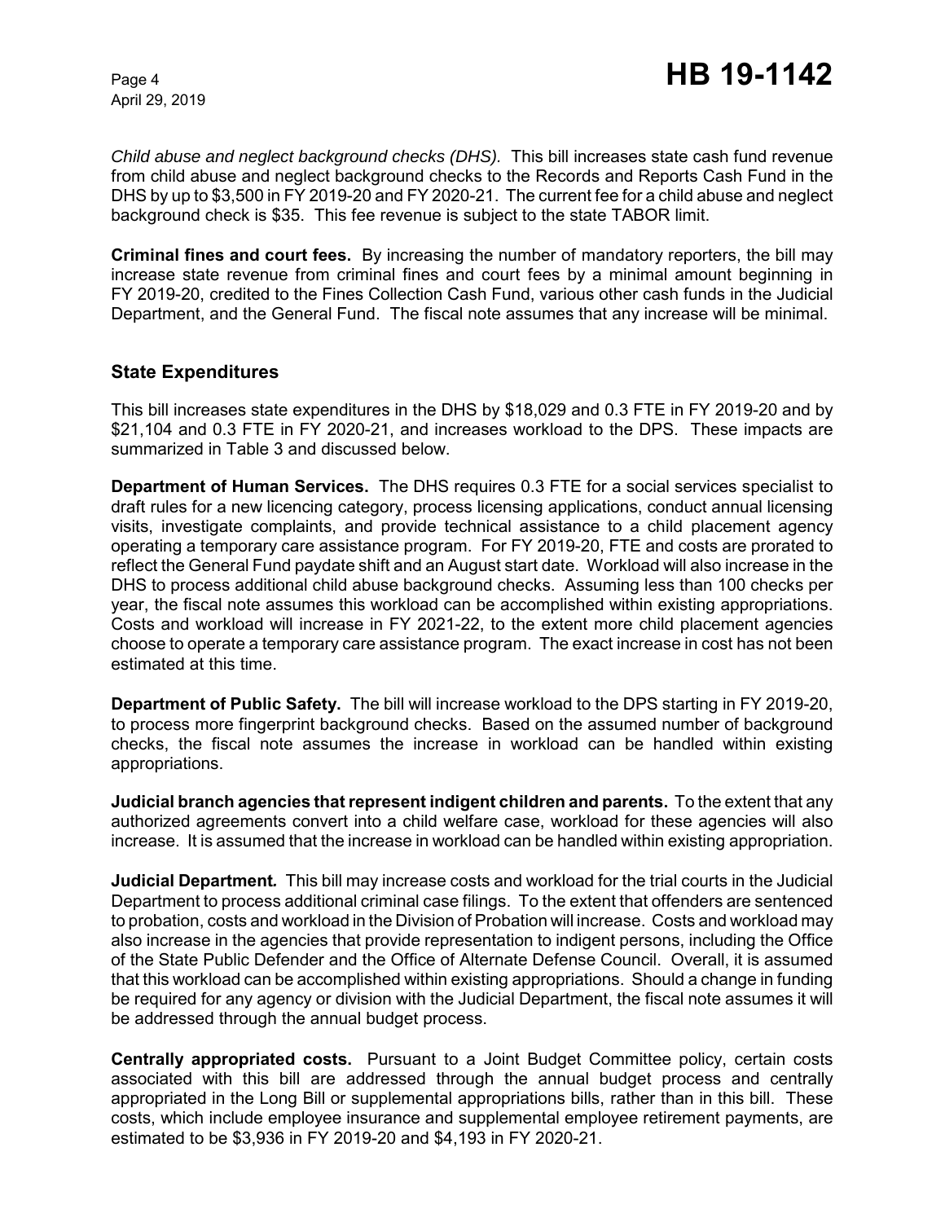*Child abuse and neglect background checks (DHS).* This bill increases state cash fund revenue from child abuse and neglect background checks to the Records and Reports Cash Fund in the DHS by up to $3,500 in FY 2019-20 and FY 2020-21. The current fee for a child abuse and neglect background check is $35. This fee revenue is subject to the state TABOR limit.

**Criminal fines and court fees.** By increasing the number of mandatory reporters, the bill may increase state revenue from criminal fines and court fees by a minimal amount beginning in FY 2019-20, credited to the Fines Collection Cash Fund, various other cash funds in the Judicial Department, and the General Fund. The fiscal note assumes that any increase will be minimal.

## State Expenditures

This bill increases state expenditures in the DHS by $18,029 and 0.3 FTE in FY 2019-20 and by $21,104 and 0.3 FTE in FY 2020-21, and increases workload to the DPS. These impacts are summarized in Table 3 and discussed below.

**Department of Human Services.** The DHS requires 0.3 FTE for a social services specialist to draft rules for a new licencing category, process licensing applications, conduct annual licensing visits, investigate complaints, and provide technical assistance to a child placement agency operating a temporary care assistance program. For FY 2019-20, FTE and costs are prorated to reflect the General Fund paydate shift and an August start date. Workload will also increase in the DHS to process additional child abuse background checks. Assuming less than 100 checks per year, the fiscal note assumes this workload can be accomplished within existing appropriations. Costs and workload will increase in FY 2021-22, to the extent more child placement agencies choose to operate a temporary care assistance program. The exact increase in cost has not been estimated at this time.

**Department of Public Safety.** The bill will increase workload to the DPS starting in FY 2019-20, to process more fingerprint background checks. Based on the assumed number of background checks, the fiscal note assumes the increase in workload can be handled within existing appropriations.

**Judicial branch agencies that represent indigent children and parents.** To the extent that any authorized agreements convert into a child welfare case, workload for these agencies will also increase. It is assumed that the increase in workload can be handled within existing appropriation.

**Judicial Department.** This bill may increase costs and workload for the trial courts in the Judicial Department to process additional criminal case filings. To the extent that offenders are sentenced to probation, costs and workload in the Division of Probation will increase. Costs and workload may also increase in the agencies that provide representation to indigent persons, including the Office of the State Public Defender and the Office of Alternate Defense Council. Overall, it is assumed that this workload can be accomplished within existing appropriations. Should a change in funding be required for any agency or division with the Judicial Department, the fiscal note assumes it will be addressed through the annual budget process.

**Centrally appropriated costs.** Pursuant to a Joint Budget Committee policy, certain costs associated with this bill are addressed through the annual budget process and centrally appropriated in the Long Bill or supplemental appropriations bills, rather than in this bill. These costs, which include employee insurance and supplemental employee retirement payments, are estimated to be $3,936 in FY 2019-20 and $4,193 in FY 2020-21.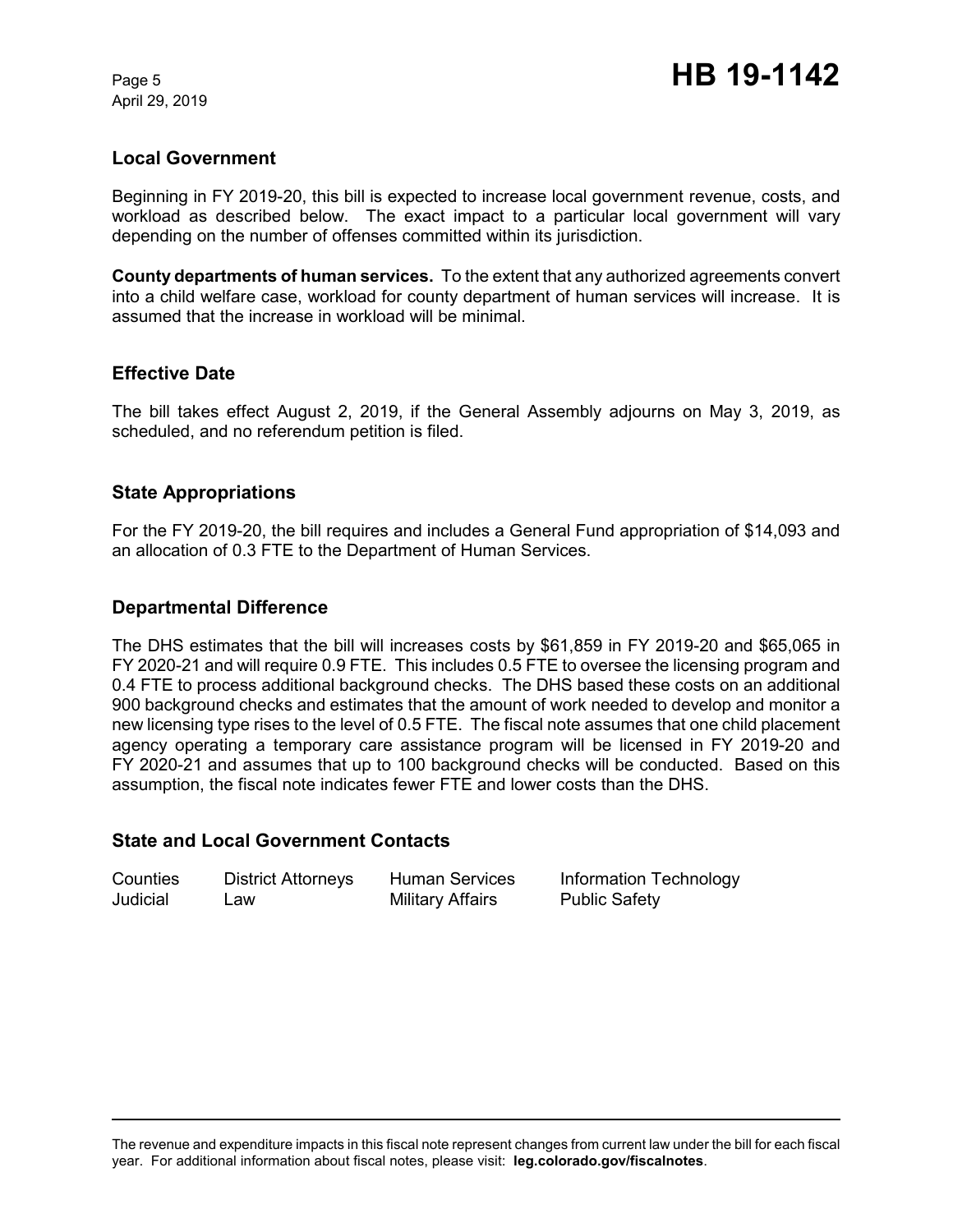## Local Government

Beginning in FY 2019-20, this bill is expected to increase local government revenue, costs, and workload as described below. The exact impact to a particular local government will vary depending on the number of offenses committed within its jurisdiction.

**County departments of human services.** To the extent that any authorized agreements convert into a child welfare case, workload for county department of human services will increase. It is assumed that the increase in workload will be minimal.

## Effective Date

The bill takes effect August 2, 2019, if the General Assembly adjourns on May 3, 2019, as scheduled, and no referendum petition is filed.

## State Appropriations

For the FY 2019-20, the bill requires and includes a General Fund appropriation of $14,093 and an allocation of 0.3 FTE to the Department of Human Services.

## Departmental Difference

The DHS estimates that the bill will increases costs by $61,859 in FY 2019-20 and $65,065 in FY 2020-21 and will require 0.9 FTE. This includes 0.5 FTE to oversee the licensing program and 0.4 FTE to process additional background checks. The DHS based these costs on an additional 900 background checks and estimates that the amount of work needed to develop and monitor a new licensing type rises to the level of 0.5 FTE. The fiscal note assumes that one child placement agency operating a temporary care assistance program will be licensed in FY 2019-20 and FY 2020-21 and assumes that up to 100 background checks will be conducted. Based on this assumption, the fiscal note indicates fewer FTE and lower costs than the DHS.

## State and Local Government Contacts

| | | | |
|---|---|---|---|
| Counties | District Attorneys | Human Services | Information Technology |
| Judicial | Law | Military Affairs | Public Safety |

The revenue and expenditure impacts in this fiscal note represent changes from current law under the bill for each fiscal year. For additional information about fiscal notes, please visit: **leg.colorado.gov/fiscalnotes**.